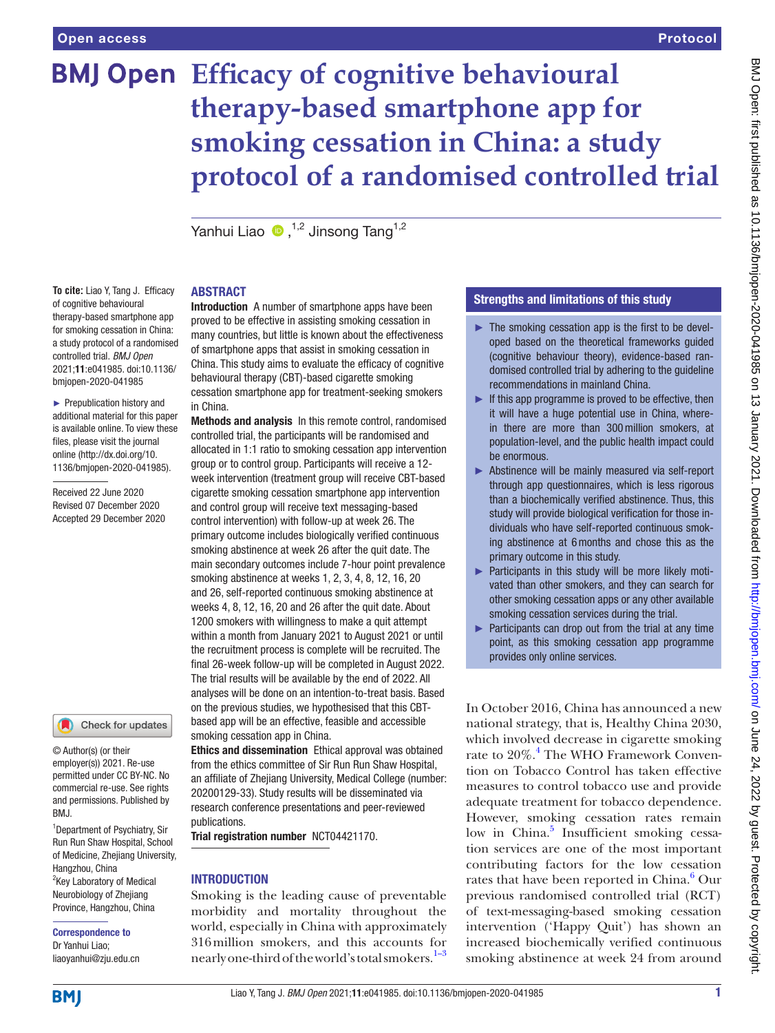Open access

Protocol

# Efficacy of cognitive behavioural therapy-based smartphone app for smoking cessation in China: a study protocol of a randomised controlled trial

Yanhui Liao [1,2] Jinsong Tang [1,2]

**To cite:** Liao Y, Tang J. Efficacy of cognitive behavioural therapy-based smartphone app for smoking cessation in China: a study protocol of a randomised controlled trial. *BMJ Open* 2021;**11**:e041985. doi:10.1136/bmjopen-2020-041985

► Prepublication history and additional material for this paper is available online. To view these files, please visit the journal online (http://dx.doi.org/10.1136/bmjopen-2020-041985).

Received 22 June 2020
Revised 07 December 2020
Accepted 29 December 2020

© Author(s) (or their employer(s)) 2021. Re-use permitted under CC BY-NC. No commercial re-use. See rights and permissions. Published by BMJ.

[1]Department of Psychiatry, Sir Run Run Shaw Hospital, School of Medicine, Zhejiang University, Hangzhou, China
[2]Key Laboratory of Medical Neurobiology of Zhejiang Province, Hangzhou, China

**Correspondence to**
Dr Yanhui Liao;
liaoyanhui@zju.edu.cn

## ABSTRACT

**Introduction** A number of smartphone apps have been proved to be effective in assisting smoking cessation in many countries, but little is known about the effectiveness of smartphone apps that assist in smoking cessation in China. This study aims to evaluate the efficacy of cognitive behavioural therapy (CBT)-based cigarette smoking cessation smartphone app for treatment-seeking smokers in China.

**Methods and analysis** In this remote control, randomised controlled trial, the participants will be randomised and allocated in 1:1 ratio to smoking cessation app intervention group or to control group. Participants will receive a 12-week intervention (treatment group will receive CBT-based cigarette smoking cessation smartphone app intervention and control group will receive text messaging-based control intervention) with follow-up at week 26. The primary outcome includes biologically verified continuous smoking abstinence at week 26 after the quit date. The main secondary outcomes include 7-hour point prevalence smoking abstinence at weeks 1, 2, 3, 4, 8, 12, 16, 20 and 26, self-reported continuous smoking abstinence at weeks 4, 8, 12, 16, 20 and 26 after the quit date. About 1200 smokers with willingness to make a quit attempt within a month from January 2021 to August 2021 or until the recruitment process is complete will be recruited. The final 26-week follow-up will be completed in August 2022. The trial results will be available by the end of 2022. All analyses will be done on an intention-to-treat basis. Based on the previous studies, we hypothesised that this CBT-based app will be an effective, feasible and accessible smoking cessation app in China.

**Ethics and dissemination** Ethical approval was obtained from the ethics committee of Sir Run Run Shaw Hospital, an affiliate of Zhejiang University, Medical College (number: 20200129-33). Study results will be disseminated via research conference presentations and peer-reviewed publications.

**Trial registration number** NCT04421170.

## Strengths and limitations of this study

- ► The smoking cessation app is the first to be developed based on the theoretical frameworks guided (cognitive behaviour theory), evidence-based randomised controlled trial by adhering to the guideline recommendations in mainland China.
- ► If this app programme is proved to be effective, then it will have a huge potential use in China, wherein there are more than 300 million smokers, at population-level, and the public health impact could be enormous.
- ► Abstinence will be mainly measured via self-report through app questionnaires, which is less rigorous than a biochemically verified abstinence. Thus, this study will provide biological verification for those individuals who have self-reported continuous smoking abstinence at 6 months and chose this as the primary outcome in this study.
- ► Participants in this study will be more likely motivated than other smokers, and they can search for other smoking cessation apps or any other available smoking cessation services during the trial.
- ► Participants can drop out from the trial at any time point, as this smoking cessation app programme provides only online services.

## INTRODUCTION

Smoking is the leading cause of preventable morbidity and mortality throughout the world, especially in China with approximately 316 million smokers, and this accounts for nearly one-third of the world's total smokers.[1–3]

In October 2016, China has announced a new national strategy, that is, Healthy China 2030, which involved decrease in cigarette smoking rate to 20%.[4] The WHO Framework Convention on Tobacco Control has taken effective measures to control tobacco use and provide adequate treatment for tobacco dependence. However, smoking cessation rates remain low in China.[5] Insufficient smoking cessation services are one of the most important contributing factors for the low cessation rates that have been reported in China.[6] Our previous randomised controlled trial (RCT) of text-messaging-based smoking cessation intervention ('Happy Quit') has shown an increased biochemically verified continuous smoking abstinence at week 24 from around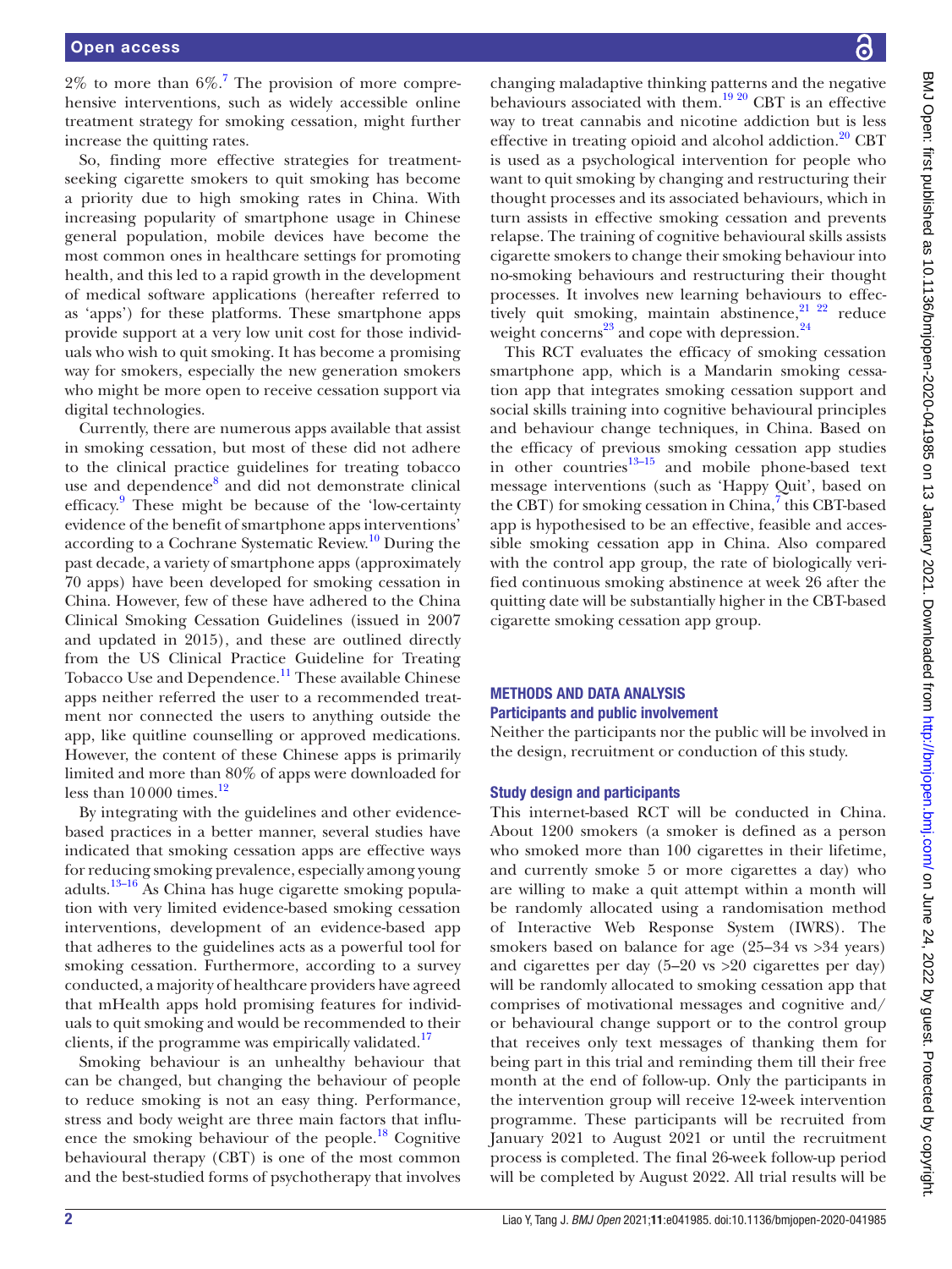2% to more than 6%.[7] The provision of more comprehensive interventions, such as widely accessible online treatment strategy for smoking cessation, might further increase the quitting rates.

So, finding more effective strategies for treatment-seeking cigarette smokers to quit smoking has become a priority due to high smoking rates in China. With increasing popularity of smartphone usage in Chinese general population, mobile devices have become the most common ones in healthcare settings for promoting health, and this led to a rapid growth in the development of medical software applications (hereafter referred to as 'apps') for these platforms. These smartphone apps provide support at a very low unit cost for those individuals who wish to quit smoking. It has become a promising way for smokers, especially the new generation smokers who might be more open to receive cessation support via digital technologies.

Currently, there are numerous apps available that assist in smoking cessation, but most of these did not adhere to the clinical practice guidelines for treating tobacco use and dependence[8] and did not demonstrate clinical efficacy.[9] These might be because of the 'low-certainty evidence of the benefit of smartphone apps interventions' according to a Cochrane Systematic Review.[10] During the past decade, a variety of smartphone apps (approximately 70 apps) have been developed for smoking cessation in China. However, few of these have adhered to the China Clinical Smoking Cessation Guidelines (issued in 2007 and updated in 2015), and these are outlined directly from the US Clinical Practice Guideline for Treating Tobacco Use and Dependence.[11] These available Chinese apps neither referred the user to a recommended treatment nor connected the users to anything outside the app, like quitline counselling or approved medications. However, the content of these Chinese apps is primarily limited and more than 80% of apps were downloaded for less than 10 000 times.[12]

By integrating with the guidelines and other evidence-based practices in a better manner, several studies have indicated that smoking cessation apps are effective ways for reducing smoking prevalence, especially among young adults.[13–16] As China has huge cigarette smoking population with very limited evidence-based smoking cessation interventions, development of an evidence-based app that adheres to the guidelines acts as a powerful tool for smoking cessation. Furthermore, according to a survey conducted, a majority of healthcare providers have agreed that mHealth apps hold promising features for individuals to quit smoking and would be recommended to their clients, if the programme was empirically validated.[17]

Smoking behaviour is an unhealthy behaviour that can be changed, but changing the behaviour of people to reduce smoking is not an easy thing. Performance, stress and body weight are three main factors that influence the smoking behaviour of the people.[18] Cognitive behavioural therapy (CBT) is one of the most common and the best-studied forms of psychotherapy that involves changing maladaptive thinking patterns and the negative behaviours associated with them.[19 20] CBT is an effective way to treat cannabis and nicotine addiction but is less effective in treating opioid and alcohol addiction.[20] CBT is used as a psychological intervention for people who want to quit smoking by changing and restructuring their thought processes and its associated behaviours, which in turn assists in effective smoking cessation and prevents relapse. The training of cognitive behavioural skills assists cigarette smokers to change their smoking behaviour into no-smoking behaviours and restructuring their thought processes. It involves new learning behaviours to effectively quit smoking, maintain abstinence,[21 22] reduce weight concerns[23] and cope with depression.[24]

This RCT evaluates the efficacy of smoking cessation smartphone app, which is a Mandarin smoking cessation app that integrates smoking cessation support and social skills training into cognitive behavioural principles and behaviour change techniques, in China. Based on the efficacy of previous smoking cessation app studies in other countries[13–15] and mobile phone-based text message interventions (such as 'Happy Quit', based on the CBT) for smoking cessation in China,[7] this CBT-based app is hypothesised to be an effective, feasible and accessible smoking cessation app in China. Also compared with the control app group, the rate of biologically verified continuous smoking abstinence at week 26 after the quitting date will be substantially higher in the CBT-based cigarette smoking cessation app group.

## METHODS AND DATA ANALYSIS

### Participants and public involvement

Neither the participants nor the public will be involved in the design, recruitment or conduction of this study.

### Study design and participants

This internet-based RCT will be conducted in China. About 1200 smokers (a smoker is defined as a person who smoked more than 100 cigarettes in their lifetime, and currently smoke 5 or more cigarettes a day) who are willing to make a quit attempt within a month will be randomly allocated using a randomisation method of Interactive Web Response System (IWRS). The smokers based on balance for age (25–34 vs >34 years) and cigarettes per day (5–20 vs >20 cigarettes per day) will be randomly allocated to smoking cessation app that comprises of motivational messages and cognitive and/or behavioural change support or to the control group that receives only text messages of thanking them for being part in this trial and reminding them till their free month at the end of follow-up. Only the participants in the intervention group will receive 12-week intervention programme. These participants will be recruited from January 2021 to August 2021 or until the recruitment process is completed. The final 26-week follow-up period will be completed by August 2022. All trial results will be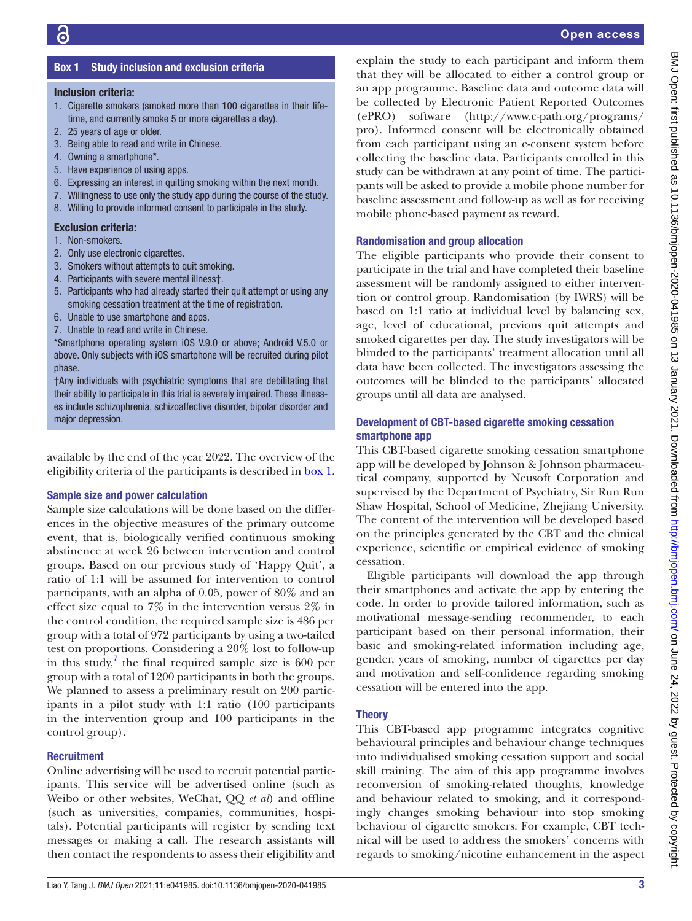### Box 1 Study inclusion and exclusion criteria

**Inclusion criteria:**

1. Cigarette smokers (smoked more than 100 cigarettes in their lifetime, and currently smoke 5 or more cigarettes a day).
2. 25 years of age or older.
3. Being able to read and write in Chinese.
4. Owning a smartphone*.
5. Have experience of using apps.
6. Expressing an interest in quitting smoking within the next month.
7. Willingness to use only the study app during the course of the study.
8. Willing to provide informed consent to participate in the study.

**Exclusion criteria:**

1. Non-smokers.
2. Only use electronic cigarettes.
3. Smokers without attempts to quit smoking.
4. Participants with severe mental illness†.
5. Participants who had already started their quit attempt or using any smoking cessation treatment at the time of registration.
6. Unable to use smartphone and apps.
7. Unable to read and write in Chinese.

*Smartphone operating system iOS V.9.0 or above; Android V.5.0 or above. Only subjects with iOS smartphone will be recruited during pilot phase.

†Any individuals with psychiatric symptoms that are debilitating that their ability to participate in this trial is severely impaired. These illnesses include schizophrenia, schizoaffective disorder, bipolar disorder and major depression.

available by the end of the year 2022. The overview of the eligibility criteria of the participants is described in box 1.

### Sample size and power calculation

Sample size calculations will be done based on the differences in the objective measures of the primary outcome event, that is, biologically verified continuous smoking abstinence at week 26 between intervention and control groups. Based on our previous study of 'Happy Quit', a ratio of 1:1 will be assumed for intervention to control participants, with an alpha of 0.05, power of 80% and an effect size equal to 7% in the intervention versus 2% in the control condition, the required sample size is 486 per group with a total of 972 participants by using a two-tailed test on proportions. Considering a 20% lost to follow-up in this study,[7] the final required sample size is 600 per group with a total of 1200 participants in both the groups. We planned to assess a preliminary result on 200 participants in a pilot study with 1:1 ratio (100 participants in the intervention group and 100 participants in the control group).

### Recruitment

Online advertising will be used to recruit potential participants. This service will be advertised online (such as Weibo or other websites, WeChat, QQ *et al*) and offline (such as universities, companies, communities, hospitals). Potential participants will register by sending text messages or making a call. The research assistants will then contact the respondents to assess their eligibility and explain the study to each participant and inform them that they will be allocated to either a control group or an app programme. Baseline data and outcome data will be collected by Electronic Patient Reported Outcomes (ePRO) software (http://www.c-path.org/programs/pro). Informed consent will be electronically obtained from each participant using an e-consent system before collecting the baseline data. Participants enrolled in this study can be withdrawn at any point of time. The participants will be asked to provide a mobile phone number for baseline assessment and follow-up as well as for receiving mobile phone-based payment as reward.

### Randomisation and group allocation

The eligible participants who provide their consent to participate in the trial and have completed their baseline assessment will be randomly assigned to either intervention or control group. Randomisation (by IWRS) will be based on 1:1 ratio at individual level by balancing sex, age, level of educational, previous quit attempts and smoked cigarettes per day. The study investigators will be blinded to the participants' treatment allocation until all data have been collected. The investigators assessing the outcomes will be blinded to the participants' allocated groups until all data are analysed.

### Development of CBT-based cigarette smoking cessation smartphone app

This CBT-based cigarette smoking cessation smartphone app will be developed by Johnson & Johnson pharmaceutical company, supported by Neusoft Corporation and supervised by the Department of Psychiatry, Sir Run Run Shaw Hospital, School of Medicine, Zhejiang University. The content of the intervention will be developed based on the principles generated by the CBT and the clinical experience, scientific or empirical evidence of smoking cessation.

Eligible participants will download the app through their smartphones and activate the app by entering the code. In order to provide tailored information, such as motivational message-sending recommender, to each participant based on their personal information, their basic and smoking-related information including age, gender, years of smoking, number of cigarettes per day and motivation and self-confidence regarding smoking cessation will be entered into the app.

### Theory

This CBT-based app programme integrates cognitive behavioural principles and behaviour change techniques into individualised smoking cessation support and social skill training. The aim of this app programme involves reconversion of smoking-related thoughts, knowledge and behaviour related to smoking, and it correspondingly changes smoking behaviour into stop smoking behaviour of cigarette smokers. For example, CBT technical will be used to address the smokers' concerns with regards to smoking/nicotine enhancement in the aspect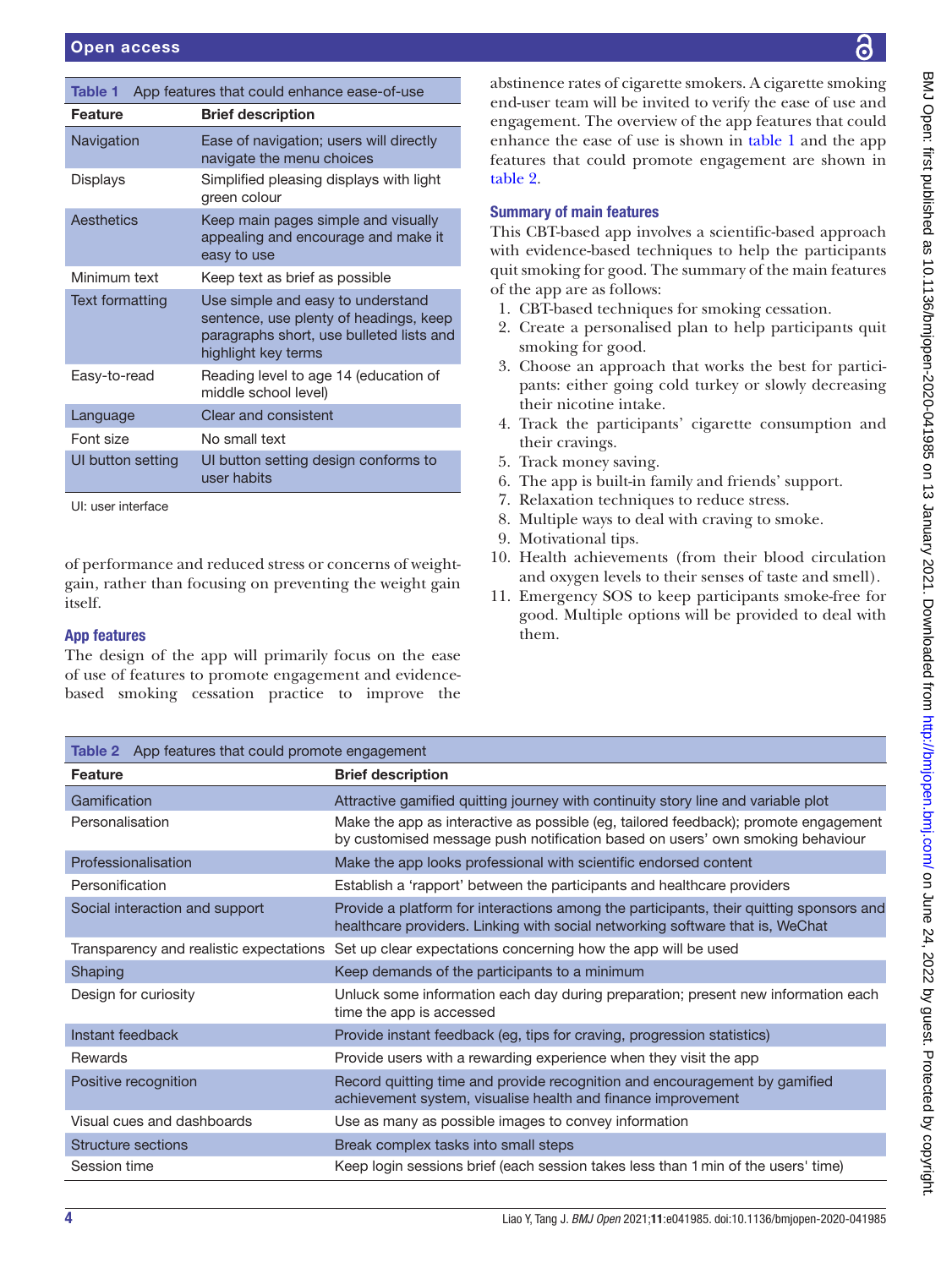**Table 1** App features that could enhance ease-of-use

| Feature | Brief description |
|---|---|
| Navigation | Ease of navigation; users will directly navigate the menu choices |
| Displays | Simplified pleasing displays with light green colour |
| Aesthetics | Keep main pages simple and visually appealing and encourage and make it easy to use |
| Minimum text | Keep text as brief as possible |
| Text formatting | Use simple and easy to understand sentence, use plenty of headings, keep paragraphs short, use bulleted lists and highlight key terms |
| Easy-to-read | Reading level to age 14 (education of middle school level) |
| Language | Clear and consistent |
| Font size | No small text |
| UI button setting | UI button setting design conforms to user habits |

UI: user interface

of performance and reduced stress or concerns of weight-gain, rather than focusing on preventing the weight gain itself.

### App features

The design of the app will primarily focus on the ease of use of features to promote engagement and evidence-based smoking cessation practice to improve the abstinence rates of cigarette smokers. A cigarette smoking end-user team will be invited to verify the ease of use and engagement. The overview of the app features that could enhance the ease of use is shown in table 1 and the app features that could promote engagement are shown in table 2.

### Summary of main features

This CBT-based app involves a scientific-based approach with evidence-based techniques to help the participants quit smoking for good. The summary of the main features of the app are as follows:

1. CBT-based techniques for smoking cessation.
2. Create a personalised plan to help participants quit smoking for good.
3. Choose an approach that works the best for participants: either going cold turkey or slowly decreasing their nicotine intake.
4. Track the participants' cigarette consumption and their cravings.
5. Track money saving.
6. The app is built-in family and friends' support.
7. Relaxation techniques to reduce stress.
8. Multiple ways to deal with craving to smoke.
9. Motivational tips.
10. Health achievements (from their blood circulation and oxygen levels to their senses of taste and smell).
11. Emergency SOS to keep participants smoke-free for good. Multiple options will be provided to deal with them.

**Table 2** App features that could promote engagement

| Feature | Brief description |
|---|---|
| Gamification | Attractive gamified quitting journey with continuity story line and variable plot |
| Personalisation | Make the app as interactive as possible (eg, tailored feedback); promote engagement by customised message push notification based on users' own smoking behaviour |
| Professionalisation | Make the app looks professional with scientific endorsed content |
| Personification | Establish a 'rapport' between the participants and healthcare providers |
| Social interaction and support | Provide a platform for interactions among the participants, their quitting sponsors and healthcare providers. Linking with social networking software that is, WeChat |
| Transparency and realistic expectations | Set up clear expectations concerning how the app will be used |
| Shaping | Keep demands of the participants to a minimum |
| Design for curiosity | Unluck some information each day during preparation; present new information each time the app is accessed |
| Instant feedback | Provide instant feedback (eg, tips for craving, progression statistics) |
| Rewards | Provide users with a rewarding experience when they visit the app |
| Positive recognition | Record quitting time and provide recognition and encouragement by gamified achievement system, visualise health and finance improvement |
| Visual cues and dashboards | Use as many as possible images to convey information |
| Structure sections | Break complex tasks into small steps |
| Session time | Keep login sessions brief (each session takes less than 1 min of the users' time) |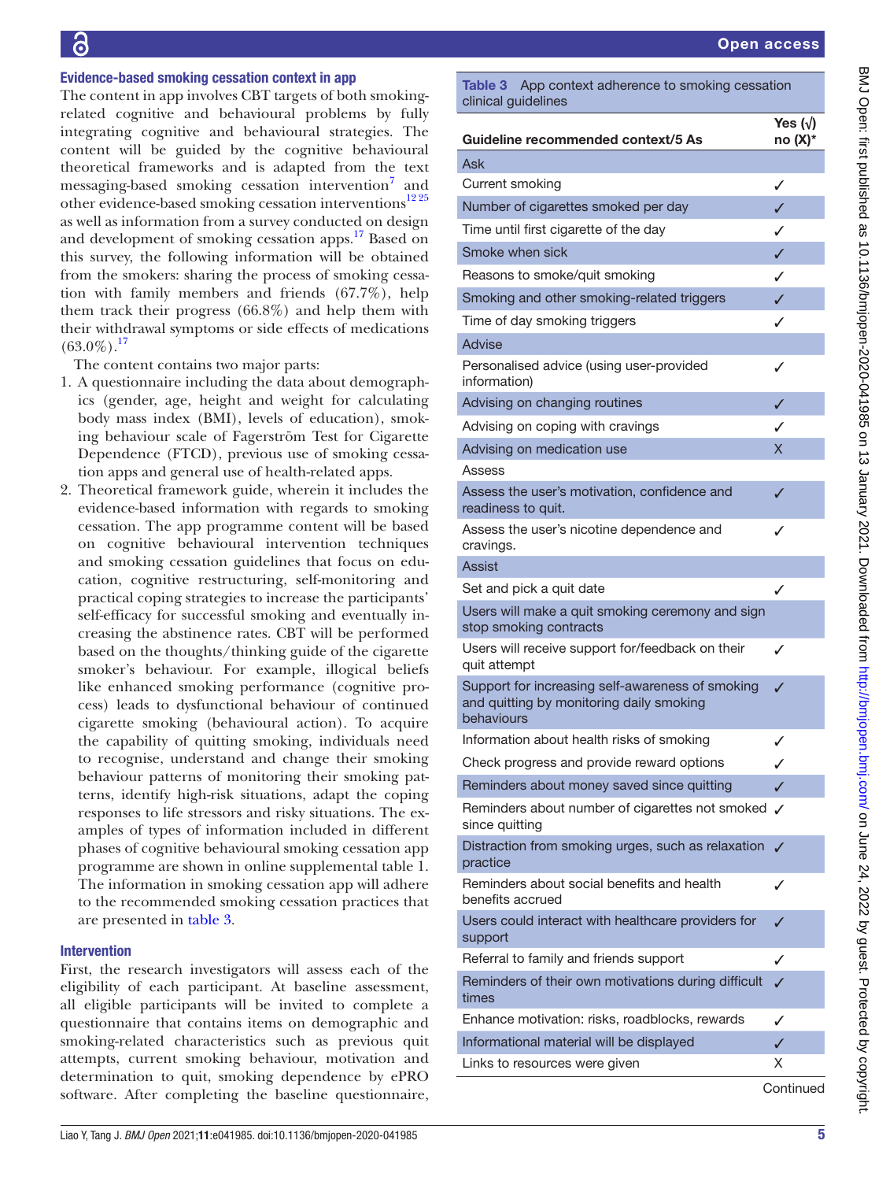### Evidence-based smoking cessation context in app

The content in app involves CBT targets of both smoking-related cognitive and behavioural problems by fully integrating cognitive and behavioural strategies. The content will be guided by the cognitive behavioural theoretical frameworks and is adapted from the text messaging-based smoking cessation intervention[7] and other evidence-based smoking cessation interventions[12 25] as well as information from a survey conducted on design and development of smoking cessation apps.[17] Based on this survey, the following information will be obtained from the smokers: sharing the process of smoking cessation with family members and friends (67.7%), help them track their progress (66.8%) and help them with their withdrawal symptoms or side effects of medications (63.0%).[17]

The content contains two major parts:

1. A questionnaire including the data about demographics (gender, age, height and weight for calculating body mass index (BMI), levels of education), smoking behaviour scale of Fagerström Test for Cigarette Dependence (FTCD), previous use of smoking cessation apps and general use of health-related apps.
2. Theoretical framework guide, wherein it includes the evidence-based information with regards to smoking cessation. The app programme content will be based on cognitive behavioural intervention techniques and smoking cessation guidelines that focus on education, cognitive restructuring, self-monitoring and practical coping strategies to increase the participants' self-efficacy for successful smoking and eventually increasing the abstinence rates. CBT will be performed based on the thoughts/thinking guide of the cigarette smoker's behaviour. For example, illogical beliefs like enhanced smoking performance (cognitive process) leads to dysfunctional behaviour of continued cigarette smoking (behavioural action). To acquire the capability of quitting smoking, individuals need to recognise, understand and change their smoking behaviour patterns of monitoring their smoking patterns, identify high-risk situations, adapt the coping responses to life stressors and risky situations. The examples of types of information included in different phases of cognitive behavioural smoking cessation app programme are shown in online supplemental table 1. The information in smoking cessation app will adhere to the recommended smoking cessation practices that are presented in table 3.

### Intervention

First, the research investigators will assess each of the eligibility of each participant. At baseline assessment, all eligible participants will be invited to complete a questionnaire that contains items on demographic and smoking-related characteristics such as previous quit attempts, current smoking behaviour, motivation and determination to quit, smoking dependence by ePRO software. After completing the baseline questionnaire,

**Table 3** App context adherence to smoking cessation clinical guidelines

| Guideline recommended context/5 As | Yes (√) no (X)* |
|---|---|
| Ask | |
| Current smoking | ✓ |
| Number of cigarettes smoked per day | ✓ |
| Time until first cigarette of the day | ✓ |
| Smoke when sick | ✓ |
| Reasons to smoke/quit smoking | ✓ |
| Smoking and other smoking-related triggers | ✓ |
| Time of day smoking triggers | ✓ |
| Advise | |
| Personalised advice (using user-provided information) | ✓ |
| Advising on changing routines | ✓ |
| Advising on coping with cravings | ✓ |
| Advising on medication use | X |
| Assess | |
| Assess the user's motivation, confidence and readiness to quit. | ✓ |
| Assess the user's nicotine dependence and cravings. | ✓ |
| Assist | |
| Set and pick a quit date | ✓ |
| Users will make a quit smoking ceremony and sign stop smoking contracts | |
| Users will receive support for/feedback on their quit attempt | ✓ |
| Support for increasing self-awareness of smoking and quitting by monitoring daily smoking behaviours | ✓ |
| Information about health risks of smoking | ✓ |
| Check progress and provide reward options | ✓ |
| Reminders about money saved since quitting | ✓ |
| Reminders about number of cigarettes not smoked since quitting | ✓ |
| Distraction from smoking urges, such as relaxation practice | ✓ |
| Reminders about social benefits and health benefits accrued | ✓ |
| Users could interact with healthcare providers for support | ✓ |
| Referral to family and friends support | ✓ |
| Reminders of their own motivations during difficult times | ✓ |
| Enhance motivation: risks, roadblocks, rewards | ✓ |
| Informational material will be displayed | ✓ |
| Links to resources were given | X |

Continued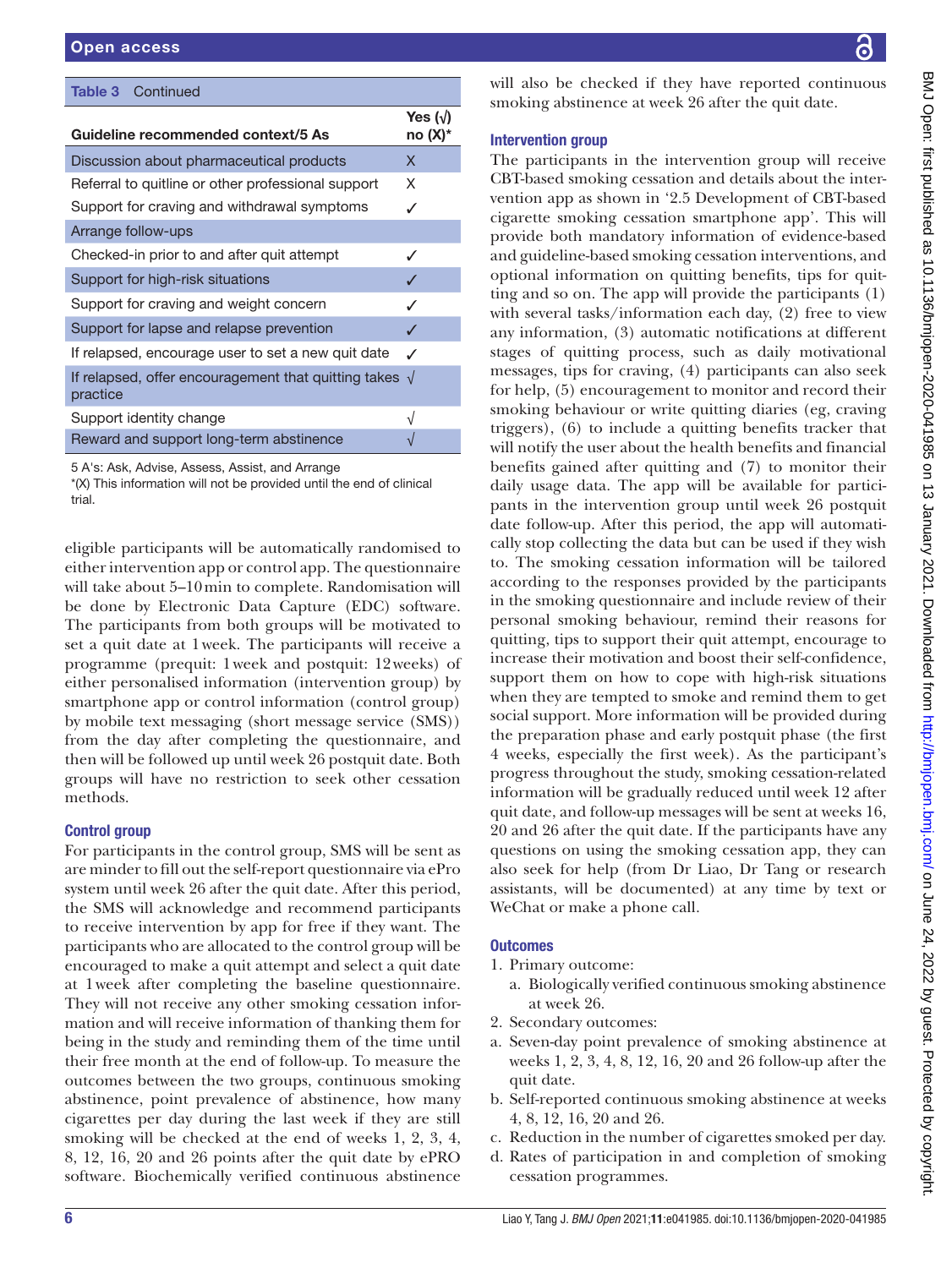**Table 3** Continued

| Guideline recommended context/5 As | Yes (√) no (X)* |
|---|---|
| Discussion about pharmaceutical products | X |
| Referral to quitline or other professional support | X |
| Support for craving and withdrawal symptoms | ✓ |
| Arrange follow-ups | |
| Checked-in prior to and after quit attempt | ✓ |
| Support for high-risk situations | ✓ |
| Support for craving and weight concern | ✓ |
| Support for lapse and relapse prevention | ✓ |
| If relapsed, encourage user to set a new quit date | ✓ |
| If relapsed, offer encouragement that quitting takes practice | √ |
| Support identity change | √ |
| Reward and support long-term abstinence | √ |

5 A's: Ask, Advise, Assess, Assist, and Arrange
*(X) This information will not be provided until the end of clinical trial.

eligible participants will be automatically randomised to either intervention app or control app. The questionnaire will take about 5–10 min to complete. Randomisation will be done by Electronic Data Capture (EDC) software. The participants from both groups will be motivated to set a quit date at 1 week. The participants will receive a programme (prequit: 1 week and postquit: 12 weeks) of either personalised information (intervention group) by smartphone app or control information (control group) by mobile text messaging (short message service (SMS)) from the day after completing the questionnaire, and then will be followed up until week 26 postquit date. Both groups will have no restriction to seek other cessation methods.

### Control group

For participants in the control group, SMS will be sent as are minder to fill out the self-report questionnaire via ePro system until week 26 after the quit date. After this period, the SMS will acknowledge and recommend participants to receive intervention by app for free if they want. The participants who are allocated to the control group will be encouraged to make a quit attempt and select a quit date at 1 week after completing the baseline questionnaire. They will not receive any other smoking cessation information and will receive information of thanking them for being in the study and reminding them of the time until their free month at the end of follow-up. To measure the outcomes between the two groups, continuous smoking abstinence, point prevalence of abstinence, how many cigarettes per day during the last week if they are still smoking will be checked at the end of weeks 1, 2, 3, 4, 8, 12, 16, 20 and 26 points after the quit date by ePRO software. Biochemically verified continuous abstinence will also be checked if they have reported continuous smoking abstinence at week 26 after the quit date.

### Intervention group

The participants in the intervention group will receive CBT-based smoking cessation and details about the intervention app as shown in '2.5 Development of CBT-based cigarette smoking cessation smartphone app'. This will provide both mandatory information of evidence-based and guideline-based smoking cessation interventions, and optional information on quitting benefits, tips for quitting and so on. The app will provide the participants (1) with several tasks/information each day, (2) free to view any information, (3) automatic notifications at different stages of quitting process, such as daily motivational messages, tips for craving, (4) participants can also seek for help, (5) encouragement to monitor and record their smoking behaviour or write quitting diaries (eg, craving triggers), (6) to include a quitting benefits tracker that will notify the user about the health benefits and financial benefits gained after quitting and (7) to monitor their daily usage data. The app will be available for participants in the intervention group until week 26 postquit date follow-up. After this period, the app will automatically stop collecting the data but can be used if they wish to. The smoking cessation information will be tailored according to the responses provided by the participants in the smoking questionnaire and include review of their personal smoking behaviour, remind their reasons for quitting, tips to support their quit attempt, encourage to increase their motivation and boost their self-confidence, support them on how to cope with high-risk situations when they are tempted to smoke and remind them to get social support. More information will be provided during the preparation phase and early postquit phase (the first 4 weeks, especially the first week). As the participant's progress throughout the study, smoking cessation-related information will be gradually reduced until week 12 after quit date, and follow-up messages will be sent at weeks 16, 20 and 26 after the quit date. If the participants have any questions on using the smoking cessation app, they can also seek for help (from Dr Liao, Dr Tang or research assistants, will be documented) at any time by text or WeChat or make a phone call.

### Outcomes

1. Primary outcome:
   a. Biologically verified continuous smoking abstinence at week 26.
2. Secondary outcomes:
   a. Seven-day point prevalence of smoking abstinence at weeks 1, 2, 3, 4, 8, 12, 16, 20 and 26 follow-up after the quit date.
   b. Self-reported continuous smoking abstinence at weeks 4, 8, 12, 16, 20 and 26.
   c. Reduction in the number of cigarettes smoked per day.
   d. Rates of participation in and completion of smoking cessation programmes.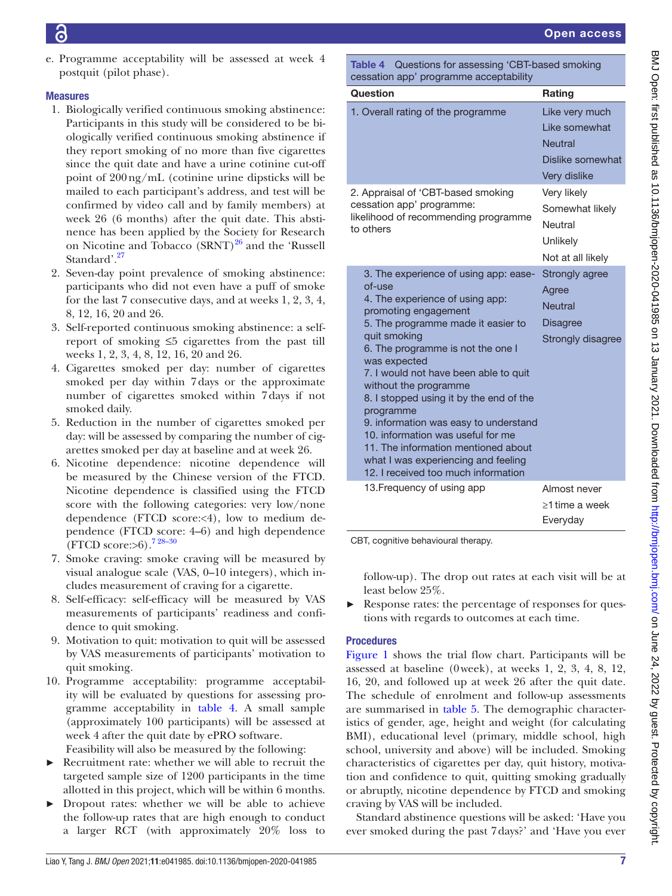e. Programme acceptability will be assessed at week 4 postquit (pilot phase).

### Measures

1. Biologically verified continuous smoking abstinence: Participants in this study will be considered to be biologically verified continuous smoking abstinence if they report smoking of no more than five cigarettes since the quit date and have a urine cotinine cut-off point of 200 ng/mL (cotinine urine dipsticks will be mailed to each participant's address, and test will be confirmed by video call and by family members) at week 26 (6 months) after the quit date. This abstinence has been applied by the Society for Research on Nicotine and Tobacco (SRNT)[26] and the 'Russell Standard'.[27]
2. Seven-day point prevalence of smoking abstinence: participants who did not even have a puff of smoke for the last 7 consecutive days, and at weeks 1, 2, 3, 4, 8, 12, 16, 20 and 26.
3. Self-reported continuous smoking abstinence: a self-report of smoking ≤5 cigarettes from the past till weeks 1, 2, 3, 4, 8, 12, 16, 20 and 26.
4. Cigarettes smoked per day: number of cigarettes smoked per day within 7 days or the approximate number of cigarettes smoked within 7 days if not smoked daily.
5. Reduction in the number of cigarettes smoked per day: will be assessed by comparing the number of cigarettes smoked per day at baseline and at week 26.
6. Nicotine dependence: nicotine dependence will be measured by the Chinese version of the FTCD. Nicotine dependence is classified using the FTCD score with the following categories: very low/none dependence (FTCD score:<4), low to medium dependence (FTCD score: 4–6) and high dependence (FTCD score:>6).[7 28–30]
7. Smoke craving: smoke craving will be measured by visual analogue scale (VAS, 0–10 integers), which includes measurement of craving for a cigarette.
8. Self-efficacy: self-efficacy will be measured by VAS measurements of participants' readiness and confidence to quit smoking.
9. Motivation to quit: motivation to quit will be assessed by VAS measurements of participants' motivation to quit smoking.
10. Programme acceptability: programme acceptability will be evaluated by questions for assessing programme acceptability in table 4. A small sample (approximately 100 participants) will be assessed at week 4 after the quit date by ePRO software.

Feasibility will also be measured by the following:

- Recruitment rate: whether we will able to recruit the targeted sample size of 1200 participants in the time allotted in this project, which will be within 6 months.
- Dropout rates: whether we will be able to achieve the follow-up rates that are high enough to conduct a larger RCT (with approximately 20% loss to follow-up). The drop out rates at each visit will be at least below 25%.
- Response rates: the percentage of responses for questions with regards to outcomes at each time.

**Table 4** Questions for assessing 'CBT-based smoking cessation app' programme acceptability

| Question | Rating |
|---|---|
| 1. Overall rating of the programme | Like very much<br>Like somewhat<br>Neutral<br>Dislike somewhat<br>Very dislike |
| 2. Appraisal of 'CBT-based smoking cessation app' programme: likelihood of recommending programme to others | Very likely<br>Somewhat likely<br>Neutral<br>Unlikely<br>Not at all likely |
| 3. The experience of using app: ease-of-use<br>4. The experience of using app: promoting engagement<br>5. The programme made it easier to quit smoking<br>6. The programme is not the one I was expected<br>7. I would not have been able to quit without the programme<br>8. I stopped using it by the end of the programme<br>9. information was easy to understand<br>10. information was useful for me<br>11. The information mentioned about what I was experiencing and feeling<br>12. I received too much information | Strongly agree<br>Agree<br>Neutral<br>Disagree<br>Strongly disagree |
| 13.Frequency of using app | Almost never<br>≥1 time a week<br>Everyday |

CBT, cognitive behavioural therapy.

### Procedures

Figure 1 shows the trial flow chart. Participants will be assessed at baseline (0 week), at weeks 1, 2, 3, 4, 8, 12, 16, 20, and followed up at week 26 after the quit date. The schedule of enrolment and follow-up assessments are summarised in table 5. The demographic characteristics of gender, age, height and weight (for calculating BMI), educational level (primary, middle school, high school, university and above) will be included. Smoking characteristics of cigarettes per day, quit history, motivation and confidence to quit, quitting smoking gradually or abruptly, nicotine dependence by FTCD and smoking craving by VAS will be included.

Standard abstinence questions will be asked: 'Have you ever smoked during the past 7 days?' and 'Have you ever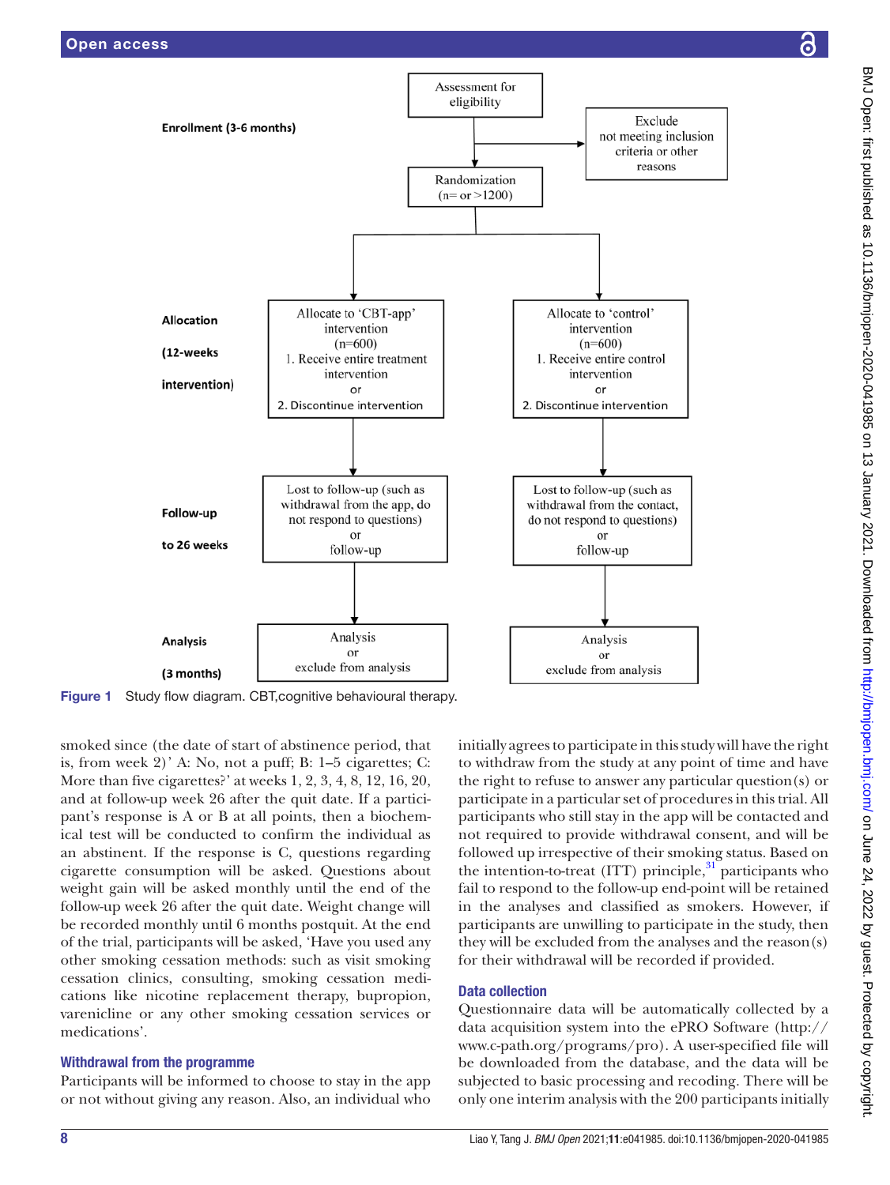Enrollment (3-6 months)

Assessment for eligibility

Exclude not meeting inclusion criteria or other reasons

Randomization (n= or >1200)

Allocation (12-weeks intervention)

Allocate to 'CBT-app' intervention (n=600)
1. Receive entire treatment intervention
or
2. Discontinue intervention

Allocate to 'control' intervention (n=600)
1. Receive entire control intervention
or
2. Discontinue intervention

Follow-up to 26 weeks

Lost to follow-up (such as withdrawal from the app, do not respond to questions)
or
follow-up

Lost to follow-up (such as withdrawal from the contact, do not respond to questions)
or
follow-up

Analysis (3 months)

Analysis
or
exclude from analysis

Analysis
or
exclude from analysis

**Figure 1** Study flow diagram. CBT,cognitive behavioural therapy.

smoked since (the date of start of abstinence period, that is, from week 2)' A: No, not a puff; B: 1–5 cigarettes; C: More than five cigarettes?' at weeks 1, 2, 3, 4, 8, 12, 16, 20, and at follow-up week 26 after the quit date. If a participant's response is A or B at all points, then a biochemical test will be conducted to confirm the individual as an abstinent. If the response is C, questions regarding cigarette consumption will be asked. Questions about weight gain will be asked monthly until the end of the follow-up week 26 after the quit date. Weight change will be recorded monthly until 6 months postquit. At the end of the trial, participants will be asked, 'Have you used any other smoking cessation methods: such as visit smoking cessation clinics, consulting, smoking cessation medications like nicotine replacement therapy, bupropion, varenicline or any other smoking cessation services or medications'.

### Withdrawal from the programme

Participants will be informed to choose to stay in the app or not without giving any reason. Also, an individual who initially agrees to participate in this study will have the right to withdraw from the study at any point of time and have the right to refuse to answer any particular question(s) or participate in a particular set of procedures in this trial. All participants who still stay in the app will be contacted and not required to provide withdrawal consent, and will be followed up irrespective of their smoking status. Based on the intention-to-treat (ITT) principle,[31] participants who fail to respond to the follow-up end-point will be retained in the analyses and classified as smokers. However, if participants are unwilling to participate in the study, then they will be excluded from the analyses and the reason(s) for their withdrawal will be recorded if provided.

### Data collection

Questionnaire data will be automatically collected by a data acquisition system into the ePRO Software (http://www.c-path.org/programs/pro). A user-specified file will be downloaded from the database, and the data will be subjected to basic processing and recoding. There will be only one interim analysis with the 200 participants initially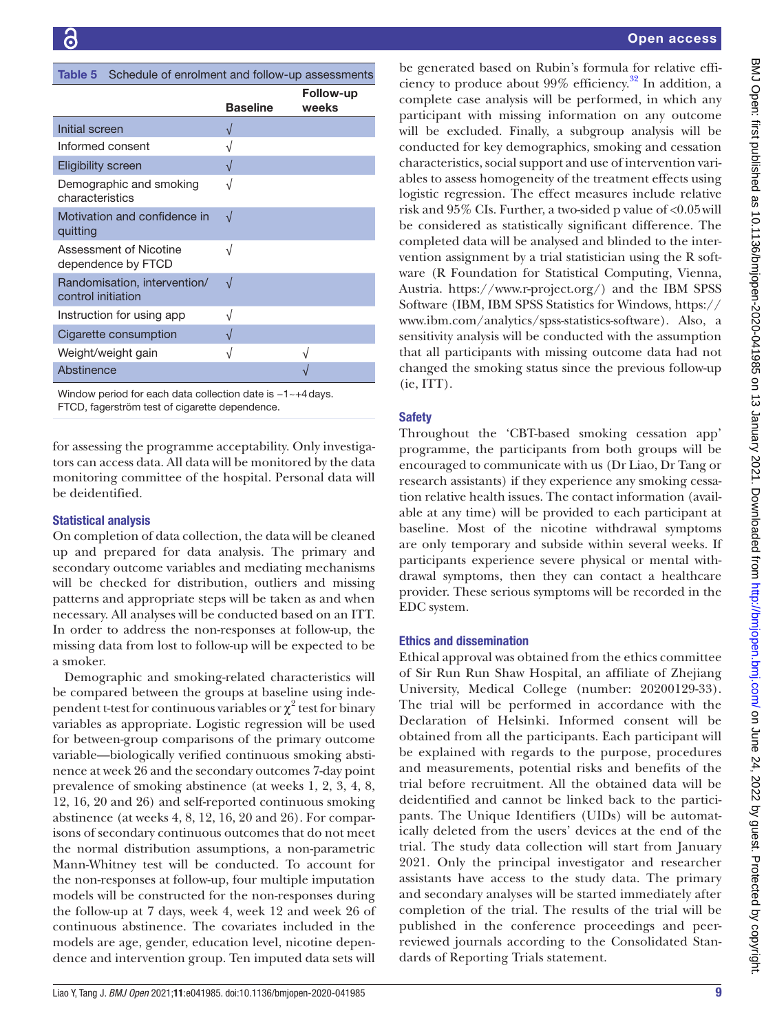Table 5 Schedule of enrolment and follow-up assessments

| | Baseline | Follow-up weeks |
|---|---|---|
| Initial screen | √ | |
| Informed consent | √ | |
| Eligibility screen | √ | |
| Demographic and smoking characteristics | √ | |
| Motivation and confidence in quitting | √ | |
| Assessment of Nicotine dependence by FTCD | √ | |
| Randomisation, intervention/control initiation | √ | |
| Instruction for using app | √ | |
| Cigarette consumption | √ | |
| Weight/weight gain | √ | √ |
| Abstinence | | √ |

Window period for each data collection date is −1~+4 days.
FTCD, fagerström test of cigarette dependence.

for assessing the programme acceptability. Only investigators can access data. All data will be monitored by the data monitoring committee of the hospital. Personal data will be deidentified.

### Statistical analysis

On completion of data collection, the data will be cleaned up and prepared for data analysis. The primary and secondary outcome variables and mediating mechanisms will be checked for distribution, outliers and missing patterns and appropriate steps will be taken as and when necessary. All analyses will be conducted based on an ITT. In order to address the non-responses at follow-up, the missing data from lost to follow-up will be expected to be a smoker.

Demographic and smoking-related characteristics will be compared between the groups at baseline using independent t-test for continuous variables or $\chi^2$ test for binary variables as appropriate. Logistic regression will be used for between-group comparisons of the primary outcome variable—biologically verified continuous smoking abstinence at week 26 and the secondary outcomes 7-day point prevalence of smoking abstinence (at weeks 1, 2, 3, 4, 8, 12, 16, 20 and 26) and self-reported continuous smoking abstinence (at weeks 4, 8, 12, 16, 20 and 26). For comparisons of secondary continuous outcomes that do not meet the normal distribution assumptions, a non-parametric Mann-Whitney test will be conducted. To account for the non-responses at follow-up, four multiple imputation models will be constructed for the non-responses during the follow-up at 7 days, week 4, week 12 and week 26 of continuous abstinence. The covariates included in the models are age, gender, education level, nicotine dependence and intervention group. Ten imputed data sets will be generated based on Rubin's formula for relative efficiency to produce about 99% efficiency.[32] In addition, a complete case analysis will be performed, in which any participant with missing information on any outcome will be excluded. Finally, a subgroup analysis will be conducted for key demographics, smoking and cessation characteristics, social support and use of intervention variables to assess homogeneity of the treatment effects using logistic regression. The effect measures include relative risk and 95% CIs. Further, a two-sided p value of <0.05 will be considered as statistically significant difference. The completed data will be analysed and blinded to the intervention assignment by a trial statistician using the R software (R Foundation for Statistical Computing, Vienna, Austria. https://www.r-project.org/) and the IBM SPSS Software (IBM, IBM SPSS Statistics for Windows, https://www.ibm.com/analytics/spss-statistics-software). Also, a sensitivity analysis will be conducted with the assumption that all participants with missing outcome data had not changed the smoking status since the previous follow-up (ie, ITT).

### Safety

Throughout the 'CBT-based smoking cessation app' programme, the participants from both groups will be encouraged to communicate with us (Dr Liao, Dr Tang or research assistants) if they experience any smoking cessation relative health issues. The contact information (available at any time) will be provided to each participant at baseline. Most of the nicotine withdrawal symptoms are only temporary and subside within several weeks. If participants experience severe physical or mental withdrawal symptoms, then they can contact a healthcare provider. These serious symptoms will be recorded in the EDC system.

## Ethics and dissemination

Ethical approval was obtained from the ethics committee of Sir Run Run Shaw Hospital, an affiliate of Zhejiang University, Medical College (number: 20200129-33). The trial will be performed in accordance with the Declaration of Helsinki. Informed consent will be obtained from all the participants. Each participant will be explained with regards to the purpose, procedures and measurements, potential risks and benefits of the trial before recruitment. All the obtained data will be deidentified and cannot be linked back to the participants. The Unique Identifiers (UIDs) will be automatically deleted from the users' devices at the end of the trial. The study data collection will start from January 2021. Only the principal investigator and researcher assistants have access to the study data. The primary and secondary analyses will be started immediately after completion of the trial. The results of the trial will be published in the conference proceedings and peer-reviewed journals according to the Consolidated Standards of Reporting Trials statement.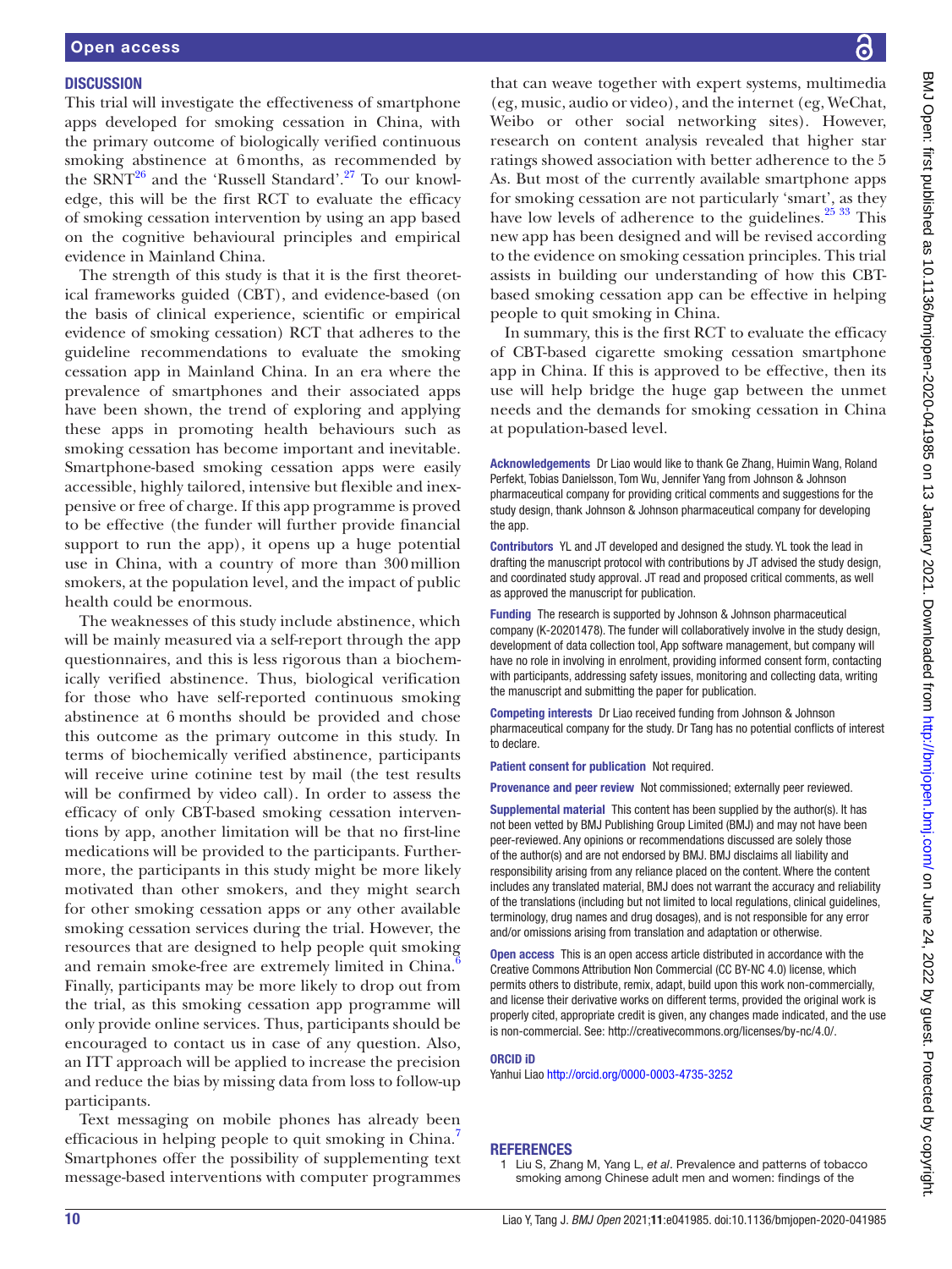## DISCUSSION

This trial will investigate the effectiveness of smartphone apps developed for smoking cessation in China, with the primary outcome of biologically verified continuous smoking abstinence at 6 months, as recommended by the SRNT[26] and the 'Russell Standard'.[27] To our knowledge, this will be the first RCT to evaluate the efficacy of smoking cessation intervention by using an app based on the cognitive behavioural principles and empirical evidence in Mainland China.

The strength of this study is that it is the first theoretical frameworks guided (CBT), and evidence-based (on the basis of clinical experience, scientific or empirical evidence of smoking cessation) RCT that adheres to the guideline recommendations to evaluate the smoking cessation app in Mainland China. In an era where the prevalence of smartphones and their associated apps have been shown, the trend of exploring and applying these apps in promoting health behaviours such as smoking cessation has become important and inevitable. Smartphone-based smoking cessation apps were easily accessible, highly tailored, intensive but flexible and inexpensive or free of charge. If this app programme is proved to be effective (the funder will further provide financial support to run the app), it opens up a huge potential use in China, with a country of more than 300 million smokers, at the population level, and the impact of public health could be enormous.

The weaknesses of this study include abstinence, which will be mainly measured via a self-report through the app questionnaires, and this is less rigorous than a biochemically verified abstinence. Thus, biological verification for those who have self-reported continuous smoking abstinence at 6 months should be provided and chose this outcome as the primary outcome in this study. In terms of biochemically verified abstinence, participants will receive urine cotinine test by mail (the test results will be confirmed by video call). In order to assess the efficacy of only CBT-based smoking cessation interventions by app, another limitation will be that no first-line medications will be provided to the participants. Furthermore, the participants in this study might be more likely motivated than other smokers, and they might search for other smoking cessation apps or any other available smoking cessation services during the trial. However, the resources that are designed to help people quit smoking and remain smoke-free are extremely limited in China.[6] Finally, participants may be more likely to drop out from the trial, as this smoking cessation app programme will only provide online services. Thus, participants should be encouraged to contact us in case of any question. Also, an ITT approach will be applied to increase the precision and reduce the bias by missing data from loss to follow-up participants.

Text messaging on mobile phones has already been efficacious in helping people to quit smoking in China.[7] Smartphones offer the possibility of supplementing text message-based interventions with computer programmes that can weave together with expert systems, multimedia (eg, music, audio or video), and the internet (eg, WeChat, Weibo or other social networking sites). However, research on content analysis revealed that higher star ratings showed association with better adherence to the 5 As. But most of the currently available smartphone apps for smoking cessation are not particularly 'smart', as they have low levels of adherence to the guidelines.[25 33] This new app has been designed and will be revised according to the evidence on smoking cessation principles. This trial assists in building our understanding of how this CBT-based smoking cessation app can be effective in helping people to quit smoking in China.

In summary, this is the first RCT to evaluate the efficacy of CBT-based cigarette smoking cessation smartphone app in China. If this is approved to be effective, then its use will help bridge the huge gap between the unmet needs and the demands for smoking cessation in China at population-based level.

**Acknowledgements** Dr Liao would like to thank Ge Zhang, Huimin Wang, Roland Perfekt, Tobias Danielsson, Tom Wu, Jennifer Yang from Johnson & Johnson pharmaceutical company for providing critical comments and suggestions for the study design, thank Johnson & Johnson pharmaceutical company for developing the app.

**Contributors** YL and JT developed and designed the study. YL took the lead in drafting the manuscript protocol with contributions by JT advised the study design, and coordinated study approval. JT read and proposed critical comments, as well as approved the manuscript for publication.

**Funding** The research is supported by Johnson & Johnson pharmaceutical company (K-20201478). The funder will collaboratively involve in the study design, development of data collection tool, App software management, but company will have no role in involving in enrolment, providing informed consent form, contacting with participants, addressing safety issues, monitoring and collecting data, writing the manuscript and submitting the paper for publication.

**Competing interests** Dr Liao received funding from Johnson & Johnson pharmaceutical company for the study. Dr Tang has no potential conflicts of interest to declare.

**Patient consent for publication** Not required.

**Provenance and peer review** Not commissioned; externally peer reviewed.

**Supplemental material** This content has been supplied by the author(s). It has not been vetted by BMJ Publishing Group Limited (BMJ) and may not have been peer-reviewed. Any opinions or recommendations discussed are solely those of the author(s) and are not endorsed by BMJ. BMJ disclaims all liability and responsibility arising from any reliance placed on the content. Where the content includes any translated material, BMJ does not warrant the accuracy and reliability of the translations (including but not limited to local regulations, clinical guidelines, terminology, drug names and drug dosages), and is not responsible for any error and/or omissions arising from translation and adaptation or otherwise.

**Open access** This is an open access article distributed in accordance with the Creative Commons Attribution Non Commercial (CC BY-NC 4.0) license, which permits others to distribute, remix, adapt, build upon this work non-commercially, and license their derivative works on different terms, provided the original work is properly cited, appropriate credit is given, any changes made indicated, and the use is non-commercial. See: http://creativecommons.org/licenses/by-nc/4.0/.

**ORCID iD**

Yanhui Liao http://orcid.org/0000-0003-4735-3252

## REFERENCES

1. Liu S, Zhang M, Yang L, *et al*. Prevalence and patterns of tobacco smoking among Chinese adult men and women: findings of the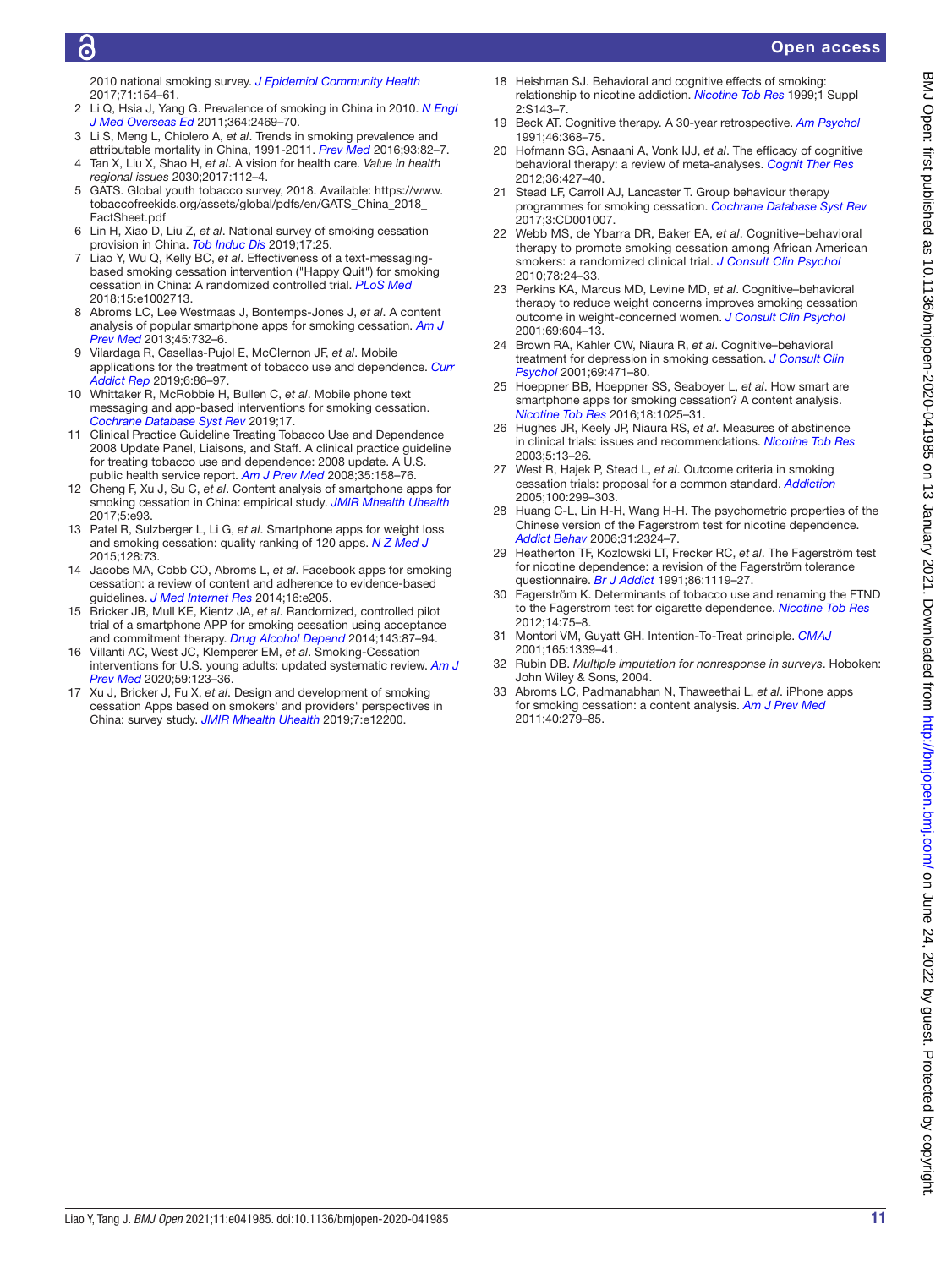2010 national smoking survey. *J Epidemiol Community Health* 2017;71:154–61.

2. Li Q, Hsia J, Yang G. Prevalence of smoking in China in 2010. *N Engl J Med Overseas Ed* 2011;364:2469–70.
3. Li S, Meng L, Chiolero A, *et al*. Trends in smoking prevalence and attributable mortality in China, 1991-2011. *Prev Med* 2016;93:82–7.
4. Tan X, Liu X, Shao H, *et al*. A vision for health care. *Value in health regional issues* 2030;2017:112–4.
5. GATS. Global youth tobacco survey, 2018. Available: https://www.tobaccofreekids.org/assets/global/pdfs/en/GATS_China_2018_FactSheet.pdf
6. Lin H, Xiao D, Liu Z, *et al*. National survey of smoking cessation provision in China. *Tob Induc Dis* 2019;17:25.
7. Liao Y, Wu Q, Kelly BC, *et al*. Effectiveness of a text-messaging-based smoking cessation intervention ("Happy Quit") for smoking cessation in China: A randomized controlled trial. *PLoS Med* 2018;15:e1002713.
8. Abroms LC, Lee Westmaas J, Bontemps-Jones J, *et al*. A content analysis of popular smartphone apps for smoking cessation. *Am J Prev Med* 2013;45:732–6.
9. Vilardaga R, Casellas-Pujol E, McClernon JF, *et al*. Mobile applications for the treatment of tobacco use and dependence. *Curr Addict Rep* 2019;6:86–97.
10. Whittaker R, McRobbie H, Bullen C, *et al*. Mobile phone text messaging and app-based interventions for smoking cessation. *Cochrane Database Syst Rev* 2019;17.
11. Clinical Practice Guideline Treating Tobacco Use and Dependence 2008 Update Panel, Liaisons, and Staff. A clinical practice guideline for treating tobacco use and dependence: 2008 update. A U.S. public health service report. *Am J Prev Med* 2008;35:158–76.
12. Cheng F, Xu J, Su C, *et al*. Content analysis of smartphone apps for smoking cessation in China: empirical study. *JMIR Mhealth Uhealth* 2017;5:e93.
13. Patel R, Sulzberger L, Li G, *et al*. Smartphone apps for weight loss and smoking cessation: quality ranking of 120 apps. *N Z Med J* 2015;128:73.
14. Jacobs MA, Cobb CO, Abroms L, *et al*. Facebook apps for smoking cessation: a review of content and adherence to evidence-based guidelines. *J Med Internet Res* 2014;16:e205.
15. Bricker JB, Mull KE, Kientz JA, *et al*. Randomized, controlled pilot trial of a smartphone APP for smoking cessation using acceptance and commitment therapy. *Drug Alcohol Depend* 2014;143:87–94.
16. Villanti AC, West JC, Klemperer EM, *et al*. Smoking-Cessation interventions for U.S. young adults: updated systematic review. *Am J Prev Med* 2020;59:123–36.
17. Xu J, Bricker J, Fu X, *et al*. Design and development of smoking cessation Apps based on smokers' and providers' perspectives in China: survey study. *JMIR Mhealth Uhealth* 2019;7:e12200.
18. Heishman SJ. Behavioral and cognitive effects of smoking: relationship to nicotine addiction. *Nicotine Tob Res* 1999;1 Suppl 2:S143–7.
19. Beck AT. Cognitive therapy. A 30-year retrospective. *Am Psychol* 1991;46:368–75.
20. Hofmann SG, Asnaani A, Vonk IJJ, *et al*. The efficacy of cognitive behavioral therapy: a review of meta-analyses. *Cognit Ther Res* 2012;36:427–40.
21. Stead LF, Carroll AJ, Lancaster T. Group behaviour therapy programmes for smoking cessation. *Cochrane Database Syst Rev* 2017;3:CD001007.
22. Webb MS, de Ybarra DR, Baker EA, *et al*. Cognitive–behavioral therapy to promote smoking cessation among African American smokers: a randomized clinical trial. *J Consult Clin Psychol* 2010;78:24–33.
23. Perkins KA, Marcus MD, Levine MD, *et al*. Cognitive–behavioral therapy to reduce weight concerns improves smoking cessation outcome in weight-concerned women. *J Consult Clin Psychol* 2001;69:604–13.
24. Brown RA, Kahler CW, Niaura R, *et al*. Cognitive–behavioral treatment for depression in smoking cessation. *J Consult Clin Psychol* 2001;69:471–80.
25. Hoeppner BB, Hoeppner SS, Seaboyer L, *et al*. How smart are smartphone apps for smoking cessation? A content analysis. *Nicotine Tob Res* 2016;18:1025–31.
26. Hughes JR, Keely JP, Niaura RS, *et al*. Measures of abstinence in clinical trials: issues and recommendations. *Nicotine Tob Res* 2003;5:13–26.
27. West R, Hajek P, Stead L, *et al*. Outcome criteria in smoking cessation trials: proposal for a common standard. *Addiction* 2005;100:299–303.
28. Huang C-L, Lin H-H, Wang H-H. The psychometric properties of the Chinese version of the Fagerstrom test for nicotine dependence. *Addict Behav* 2006;31:2324–7.
29. Heatherton TF, Kozlowski LT, Frecker RC, *et al*. The Fagerström test for nicotine dependence: a revision of the Fagerström tolerance questionnaire. *Br J Addict* 1991;86:1119–27.
30. Fagerström K. Determinants of tobacco use and renaming the FTND to the Fagerstrom test for cigarette dependence. *Nicotine Tob Res* 2012;14:75–8.
31. Montori VM, Guyatt GH. Intention-To-Treat principle. *CMAJ* 2001;165:1339–41.
32. Rubin DB. *Multiple imputation for nonresponse in surveys*. Hoboken: John Wiley & Sons, 2004.
33. Abroms LC, Padmanabhan N, Thaweethai L, *et al*. iPhone apps for smoking cessation: a content analysis. *Am J Prev Med* 2011;40:279–85.